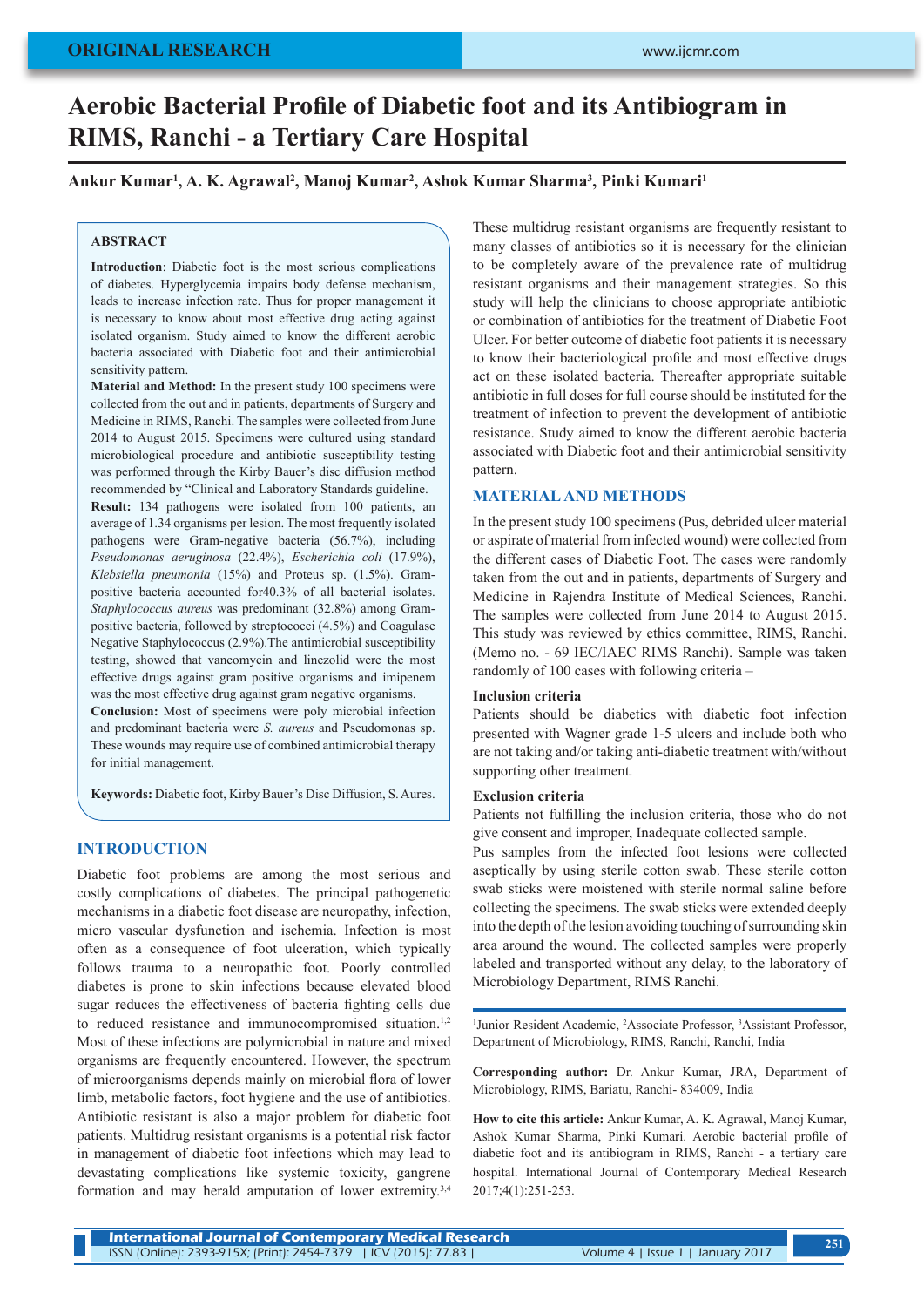ORIGINAL RESEARCH

# Aerobic Bacterial Profile of Diabetic foot and its Antibiogram in RIMS, Ranchi - a Tertiary Care Hospital

**Ankur Kumar[1], A. K. Agrawal[2], Manoj Kumar[2], Ashok Kumar Sharma[3], Pinki Kumari[1]**

## ABSTRACT

**Introduction**: Diabetic foot is the most serious complications of diabetes. Hyperglycemia impairs body defense mechanism, leads to increase infection rate. Thus for proper management it is necessary to know about most effective drug acting against isolated organism. Study aimed to know the different aerobic bacteria associated with Diabetic foot and their antimicrobial sensitivity pattern.

**Material and Method:** In the present study 100 specimens were collected from the out and in patients, departments of Surgery and Medicine in RIMS, Ranchi. The samples were collected from June 2014 to August 2015. Specimens were cultured using standard microbiological procedure and antibiotic susceptibility testing was performed through the Kirby Bauer's disc diffusion method recommended by "Clinical and Laboratory Standards guideline.

**Result:** 134 pathogens were isolated from 100 patients, an average of 1.34 organisms per lesion. The most frequently isolated pathogens were Gram-negative bacteria (56.7%), including *Pseudomonas aeruginosa* (22.4%), *Escherichia coli* (17.9%), *Klebsiella pneumonia* (15%) and Proteus sp. (1.5%). Gram-positive bacteria accounted for40.3% of all bacterial isolates. *Staphylococcus aureus* was predominant (32.8%) among Gram-positive bacteria, followed by streptococci (4.5%) and Coagulase Negative Staphylococcus (2.9%).The antimicrobial susceptibility testing, showed that vancomycin and linezolid were the most effective drugs against gram positive organisms and imipenem was the most effective drug against gram negative organisms.

**Conclusion:** Most of specimens were poly microbial infection and predominant bacteria were *S. aureus* and Pseudomonas sp. These wounds may require use of combined antimicrobial therapy for initial management.

**Keywords:** Diabetic foot, Kirby Bauer's Disc Diffusion, S. Aures.

## INTRODUCTION

Diabetic foot problems are among the most serious and costly complications of diabetes. The principal pathogenetic mechanisms in a diabetic foot disease are neuropathy, infection, micro vascular dysfunction and ischemia. Infection is most often as a consequence of foot ulceration, which typically follows trauma to a neuropathic foot. Poorly controlled diabetes is prone to skin infections because elevated blood sugar reduces the effectiveness of bacteria fighting cells due to reduced resistance and immunocompromised situation.[1,2] Most of these infections are polymicrobial in nature and mixed organisms are frequently encountered. However, the spectrum of microorganisms depends mainly on microbial flora of lower limb, metabolic factors, foot hygiene and the use of antibiotics. Antibiotic resistant is also a major problem for diabetic foot patients. Multidrug resistant organisms is a potential risk factor in management of diabetic foot infections which may lead to devastating complications like systemic toxicity, gangrene formation and may herald amputation of lower extremity.[3,4]

These multidrug resistant organisms are frequently resistant to many classes of antibiotics so it is necessary for the clinician to be completely aware of the prevalence rate of multidrug resistant organisms and their management strategies. So this study will help the clinicians to choose appropriate antibiotic or combination of antibiotics for the treatment of Diabetic Foot Ulcer. For better outcome of diabetic foot patients it is necessary to know their bacteriological profile and most effective drugs act on these isolated bacteria. Thereafter appropriate suitable antibiotic in full doses for full course should be instituted for the treatment of infection to prevent the development of antibiotic resistance. Study aimed to know the different aerobic bacteria associated with Diabetic foot and their antimicrobial sensitivity pattern.

## MATERIAL AND METHODS

In the present study 100 specimens (Pus, debrided ulcer material or aspirate of material from infected wound) were collected from the different cases of Diabetic Foot. The cases were randomly taken from the out and in patients, departments of Surgery and Medicine in Rajendra Institute of Medical Sciences, Ranchi. The samples were collected from June 2014 to August 2015. This study was reviewed by ethics committee, RIMS, Ranchi. (Memo no. - 69 IEC/IAEC RIMS Ranchi). Sample was taken randomly of 100 cases with following criteria –

### Inclusion criteria

Patients should be diabetics with diabetic foot infection presented with Wagner grade 1-5 ulcers and include both who are not taking and/or taking anti-diabetic treatment with/without supporting other treatment.

### Exclusion criteria

Patients not fulfilling the inclusion criteria, those who do not give consent and improper, Inadequate collected sample.

Pus samples from the infected foot lesions were collected aseptically by using sterile cotton swab. These sterile cotton swab sticks were moistened with sterile normal saline before collecting the specimens. The swab sticks were extended deeply into the depth of the lesion avoiding touching of surrounding skin area around the wound. The collected samples were properly labeled and transported without any delay, to the laboratory of Microbiology Department, RIMS Ranchi.

[1]Junior Resident Academic, [2]Associate Professor, [3]Assistant Professor, Department of Microbiology, RIMS, Ranchi, Ranchi, India

**Corresponding author:** Dr. Ankur Kumar, JRA, Department of Microbiology, RIMS, Bariatu, Ranchi- 834009, India

**How to cite this article:** Ankur Kumar, A. K. Agrawal, Manoj Kumar, Ashok Kumar Sharma, Pinki Kumari. Aerobic bacterial profile of diabetic foot and its antibiogram in RIMS, Ranchi - a tertiary care hospital. International Journal of Contemporary Medical Research 2017;4(1):251-253.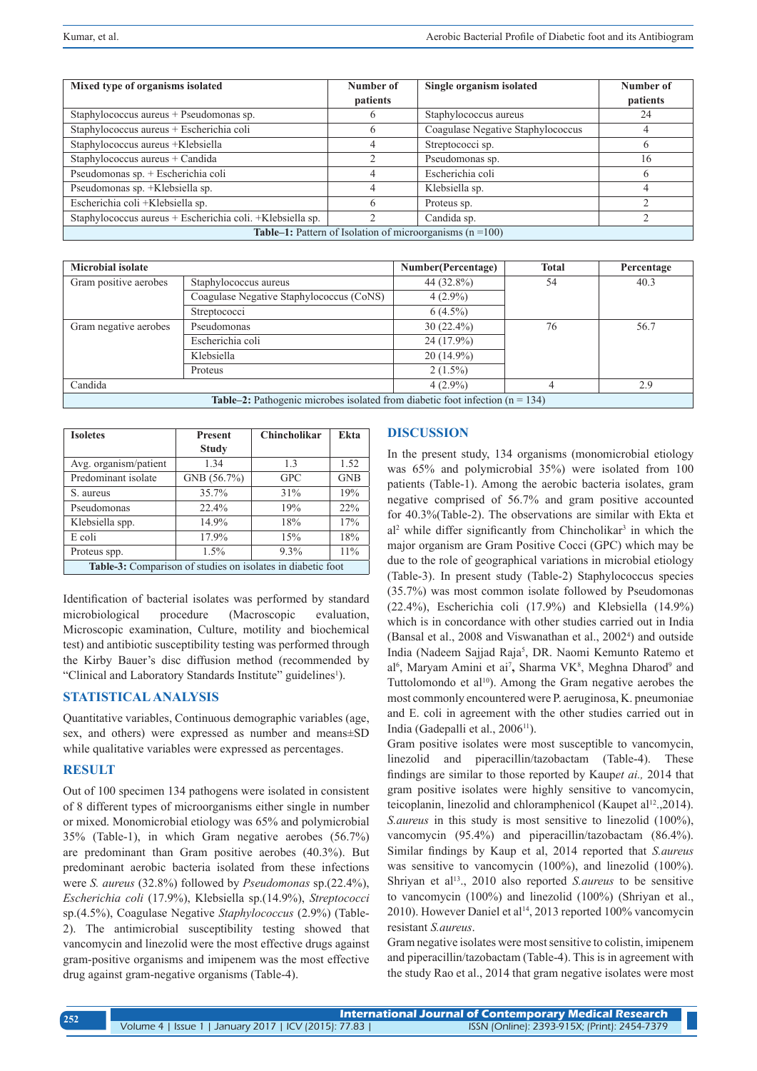| Mixed type of organisms isolated | Number of patients | Single organism isolated | Number of patients |
|---|---|---|---|
| Staphylococcus aureus + Pseudomonas sp. | 6 | Staphylococcus aureus | 24 |
| Staphylococcus aureus + Escherichia coli | 6 | Coagulase Negative Staphylococcus | 4 |
| Staphylococcus aureus +Klebsiella | 4 | Streptococci sp. | 6 |
| Staphylococcus aureus + Candida | 2 | Pseudomonas sp. | 16 |
| Pseudomonas sp. + Escherichia coli | 4 | Escherichia coli | 6 |
| Pseudomonas sp. +Klebsiella sp. | 4 | Klebsiella sp. | 4 |
| Escherichia coli +Klebsiella sp. | 6 | Proteus sp. | 2 |
| Staphylococcus aureus + Escherichia coli. +Klebsiella sp. | 2 | Candida sp. | 2 |

**Table–1:** Pattern of Isolation of microorganisms (n =100)

| Microbial isolate | | Number(Percentage) | Total | Percentage |
|---|---|---|---|---|
| Gram positive aerobes | Staphylococcus aureus | 44 (32.8%) | 54 | 40.3 |
| | Coagulase Negative Staphylococcus (CoNS) | 4 (2.9%) | | |
| | Streptococci | 6 (4.5%) | | |
| Gram negative aerobes | Pseudomonas | 30 (22.4%) | 76 | 56.7 |
| | Escherichia coli | 24 (17.9%) | | |
| | Klebsiella | 20 (14.9%) | | |
| | Proteus | 2 (1.5%) | | |
| Candida | | 4 (2.9%) | 4 | 2.9 |

**Table–2:** Pathogenic microbes isolated from diabetic foot infection (n = 134)

| Isoletes | Present Study | Chincholikar | Ekta |
|---|---|---|---|
| Avg. organism/patient | 1.34 | 1.3 | 1.52 |
| Predominant isolate | GNB (56.7%) | GPC | GNB |
| S. aureus | 35.7% | 31% | 19% |
| Pseudomonas | 22.4% | 19% | 22% |
| Klebsiella spp. | 14.9% | 18% | 17% |
| E coli | 17.9% | 15% | 18% |
| Proteus spp. | 1.5% | 9.3% | 11% |

**Table-3:** Comparison of studies on isolates in diabetic foot

Identification of bacterial isolates was performed by standard microbiological procedure (Macroscopic evaluation, Microscopic examination, Culture, motility and biochemical test) and antibiotic susceptibility testing was performed through the Kirby Bauer's disc diffusion method (recommended by "Clinical and Laboratory Standards Institute" guidelines[1]).

## STATISTICAL ANALYSIS

Quantitative variables, Continuous demographic variables (age, sex, and others) were expressed as number and means±SD while qualitative variables were expressed as percentages.

## RESULT

Out of 100 specimen 134 pathogens were isolated in consistent of 8 different types of microorganisms either single in number or mixed. Monomicrobial etiology was 65% and polymicrobial 35% (Table-1), in which Gram negative aerobes (56.7%) are predominant than Gram positive aerobes (40.3%). But predominant aerobic bacteria isolated from these infections were *S. aureus* (32.8%) followed by *Pseudomonas* sp.(22.4%), *Escherichia coli* (17.9%), Klebsiella sp.(14.9%), *Streptococci* sp.(4.5%), Coagulase Negative *Staphylococcus* (2.9%) (Table-2). The antimicrobial susceptibility testing showed that vancomycin and linezolid were the most effective drugs against gram-positive organisms and imipenem was the most effective drug against gram-negative organisms (Table-4).

## DISCUSSION

In the present study, 134 organisms (monomicrobial etiology was 65% and polymicrobial 35%) were isolated from 100 patients (Table-1). Among the aerobic bacteria isolates, gram negative comprised of 56.7% and gram positive accounted for 40.3%(Table-2). The observations are similar with Ekta et al[2] while differ significantly from Chincholikar[3] in which the major organism are Gram Positive Cocci (GPC) which may be due to the role of geographical variations in microbial etiology (Table-3). In present study (Table-2) Staphylococcus species (35.7%) was most common isolate followed by Pseudomonas (22.4%), Escherichia coli (17.9%) and Klebsiella (14.9%) which is in concordance with other studies carried out in India (Bansal et al., 2008 and Viswanathan et al., 2002[4]) and outside India (Nadeem Sajjad Raja[5], DR. Naomi Kemunto Ratemo et al[6], Maryam Amini et ai[7], Sharma VK[8], Meghna Dharod[9] and Tuttolomondo et al[10]). Among the Gram negative aerobes the most commonly encountered were P. aeruginosa, K. pneumoniae and E. coli in agreement with the other studies carried out in India (Gadepalli et al., 2006[11]).

Gram positive isolates were most susceptible to vancomycin, linezolid and piperacillin/tazobactam (Table-4). These findings are similar to those reported by Kaup*et ai.,* 2014 that gram positive isolates were highly sensitive to vancomycin, teicoplanin, linezolid and chloramphenicol (Kaupet al[12].,2014). *S.aureus* in this study is most sensitive to linezolid (100%), vancomycin (95.4%) and piperacillin/tazobactam (86.4%). Similar findings by Kaup et al, 2014 reported that *S.aureus* was sensitive to vancomycin (100%), and linezolid (100%). Shriyan et al[13]., 2010 also reported *S.aureus* to be sensitive to vancomycin (100%) and linezolid (100%) (Shriyan et al., 2010). However Daniel et al[14], 2013 reported 100% vancomycin resistant *S.aureus*.

Gram negative isolates were most sensitive to colistin, imipenem and piperacillin/tazobactam (Table-4). This is in agreement with the study Rao et al., 2014 that gram negative isolates were most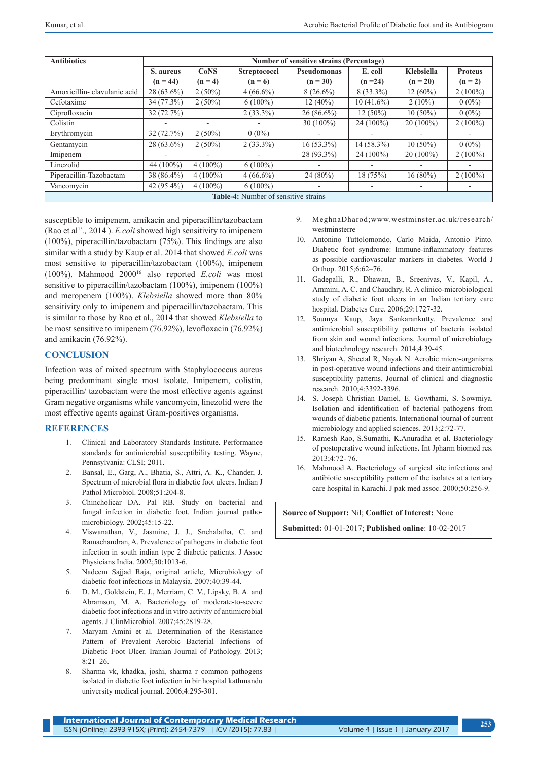| Antibiotics | Number of sensitive strains (Percentage) | | | | | | |
|---|---|---|---|---|---|---|---|
| | S. aureus (n = 44) | CoNS (n = 4) | Streptococci (n = 6) | Pseudomonas (n = 30) | E. coli (n =24) | Klebsiella (n = 20) | Proteus (n = 2) |
| Amoxicillin- clavulanic acid | 28 (63.6%) | 2 (50%) | 4 (66.6%) | 8 (26.6%) | 8 (33.3%) | 12 (60%) | 2 (100%) |
| Cefotaxime | 34 (77.3%) | 2 (50%) | 6 (100%) | 12 (40%) | 10 (41.6%) | 2 (10%) | 0 (0%) |
| Ciprofloxacin | 32 (72.7%) | | 2 (33.3%) | 26 (86.6%) | 12 (50%) | 10 (50%) | 0 (0%) |
| Colistin | - | - | - | 30 (100%) | 24 (100%) | 20 (100%) | 2 (100%) |
| Erythromycin | 32 (72.7%) | 2 (50%) | 0 (0%) | - | - | - | - |
| Gentamycin | 28 (63.6%) | 2 (50%) | 2 (33.3%) | 16 (53.3%) | 14 (58.3%) | 10 (50%) | 0 (0%) |
| Imipenem | - | - | - | 28 (93.3%) | 24 (100%) | 20 (100%) | 2 (100%) |
| Linezolid | 44 (100%) | 4 (100%) | 6 (100%) | - | - | - | - |
| Piperacillin-Tazobactam | 38 (86.4%) | 4 (100%) | 4 (66.6%) | 24 (80%) | 18 (75%) | 16 (80%) | 2 (100%) |
| Vancomycin | 42 (95.4%) | 4 (100%) | 6 (100%) | - | - | - | - |

**Table-4:** Number of sensitive strains

susceptible to imipenem, amikacin and piperacillin/tazobactam (Rao et al[15]., 2014 ). *E.coli* showed high sensitivity to imipenem (100%), piperacillin/tazobactam (75%). This findings are also similar with a study by Kaup et al.,2014 that showed *E.coli* was most sensitive to piperacillin/tazobactam (100%), imipenem (100%). Mahmood 2000[16] also reported *E.coli* was most sensitive to piperacillin/tazobactam (100%), imipenem (100%) and meropenem (100%). *Klebsiella* showed more than 80% sensitivity only to imipenem and piperacillin/tazobactam. This is similar to those by Rao et al., 2014 that showed *Klebsiella* to be most sensitive to imipenem (76.92%), levofloxacin (76.92%) and amikacin (76.92%).

## CONCLUSION

Infection was of mixed spectrum with Staphylococcus aureus being predominant single most isolate. Imipenem, colistin, piperacillin/ tazobactam were the most effective agents against Gram negative organisms while vancomycin, linezolid were the most effective agents against Gram-positives organisms.

## REFERENCES

1. Clinical and Laboratory Standards Institute. Performance standards for antimicrobial susceptibility testing. Wayne, Pennsylvania: CLSI; 2011.
2. Bansal, E., Garg, A., Bhatia, S., Attri, A. K., Chander, J. Spectrum of microbial flora in diabetic foot ulcers. Indian J Pathol Microbiol. 2008;51:204-8.
3. Chincholicar DA. Pal RB. Study on bacterial and fungal infection in diabetic foot. Indian journal patho-microbiology. 2002;45:15-22.
4. Viswanathan, V., Jasmine, J. J., Snehalatha, C. and Ramachandran, A. Prevalence of pathogens in diabetic foot infection in south indian type 2 diabetic patients. J Assoc Physicians India. 2002;50:1013-6.
5. Nadeem Sajjad Raja, original article, Microbiology of diabetic foot infections in Malaysia. 2007;40:39-44.
6. D. M., Goldstein, E. J., Merriam, C. V., Lipsky, B. A. and Abramson, M. A. Bacteriology of moderate-to-severe diabetic foot infections and in vitro activity of antimicrobial agents. J ClinMicrobiol. 2007;45:2819-28.
7. Maryam Amini et al. Determination of the Resistance Pattern of Prevalent Aerobic Bacterial Infections of Diabetic Foot Ulcer. Iranian Journal of Pathology. 2013; 8:21–26.
8. Sharma vk, khadka, joshi, sharma r common pathogens isolated in diabetic foot infection in bir hospital kathmandu university medical journal. 2006;4:295-301.
9. MeghnaDharod;www.westminster.ac.uk/research/westminsterre
10. Antonino Tuttolomondo, Carlo Maida, Antonio Pinto. Diabetic foot syndrome: Immune-inflammatory features as possible cardiovascular markers in diabetes. World J Orthop. 2015;6:62–76.
11. Gadepalli, R., Dhawan, B., Sreenivas, V., Kapil, A., Ammini, A. C. and Chaudhry, R. A clinico-microbiological study of diabetic foot ulcers in an Indian tertiary care hospital. Diabetes Care. 2006;29:1727-32.
12. Soumya Kaup, Jaya Sankarankutty. Prevalence and antimicrobial susceptibility patterns of bacteria isolated from skin and wound infections. Journal of microbiology and biotechnology research. 2014;4:39-45.
13. Shriyan A, Sheetal R, Nayak N. Aerobic micro-organisms in post-operative wound infections and their antimicrobial susceptibility patterns. Journal of clinical and diagnostic research. 2010;4:3392-3396.
14. S. Joseph Christian Daniel, E. Gowthami, S. Sowmiya. Isolation and identification of bacterial pathogens from wounds of diabetic patients. International journal of current microbiology and applied sciences. 2013;2:72-77.
15. Ramesh Rao, S.Sumathi, K.Anuradha et al. Bacteriology of postoperative wound infections. Int Jpharm biomed res. 2013;4:72- 76.
16. Mahmood A. Bacteriology of surgical site infections and antibiotic susceptibility pattern of the isolates at a tertiary care hospital in Karachi. J pak med assoc. 2000;50:256-9.

**Source of Support:** Nil; **Conflict of Interest:** None

**Submitted:** 01-01-2017; **Published online**: 10-02-2017